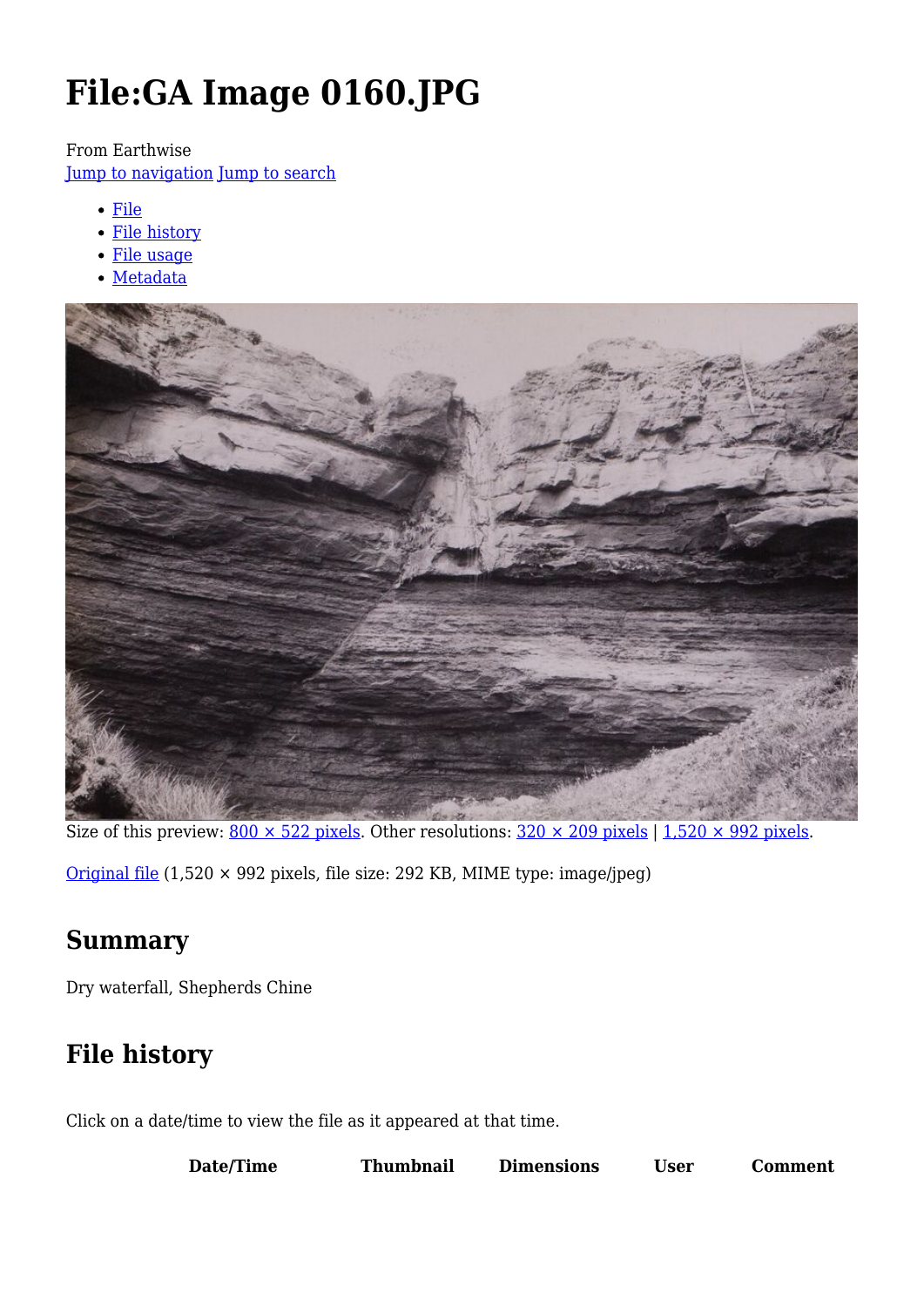# File:GA Image 0160.JPG

From Earthwise

Jump to navigation Jump to search

- File
- File history
- File usage
- Metadata

Size of this preview: 800 × 522 pixels. Other resolutions: 320 × 209 pixels | 1,520 × 992 pixels.

Original file (1,520 × 992 pixels, file size: 292 KB, MIME type: image/jpeg)

## Summary

Dry waterfall, Shepherds Chine

## File history

Click on a date/time to view the file as it appeared at that time.

| Date/Time | Thumbnail | Dimensions | User | Comment |
| --- | --- | --- | --- | --- |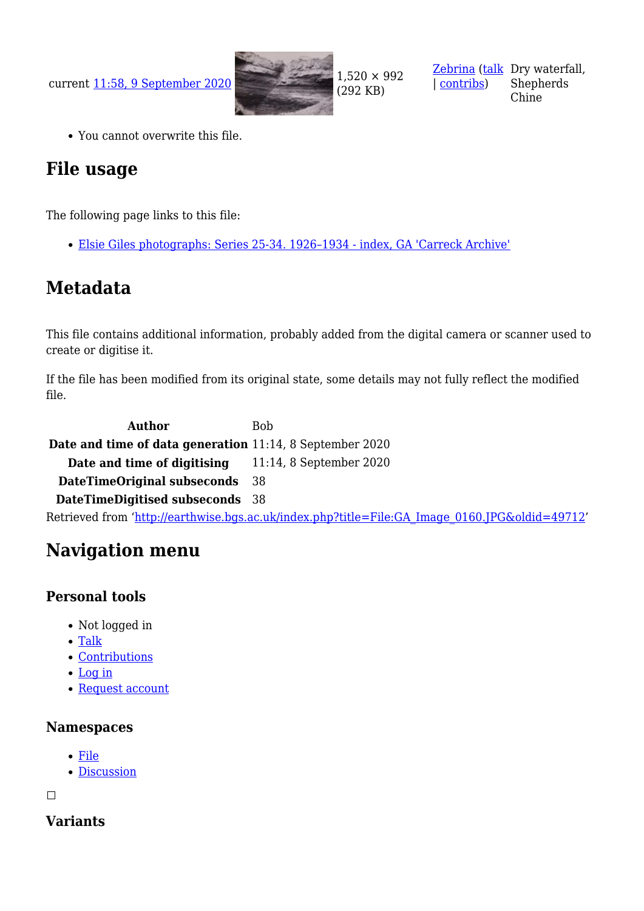| current 11:58, 9 September 2020 | | 1,520 × 992 (292 KB) | Zebrina (talk \| contribs) | Dry waterfall, Shepherds Chine |
|---|---|---|---|---|

- You cannot overwrite this file.

## File usage

The following page links to this file:

- Elsie Giles photographs: Series 25-34. 1926–1934 - index, GA 'Carreck Archive'

## Metadata

This file contains additional information, probably added from the digital camera or scanner used to create or digitise it.

If the file has been modified from its original state, some details may not fully reflect the modified file.

| | |
|---|---|
| **Author** | Bob |
| **Date and time of data generation** | 11:14, 8 September 2020 |
| **Date and time of digitising** | 11:14, 8 September 2020 |
| **DateTimeOriginal subseconds** | 38 |
| **DateTimeDigitised subseconds** | 38 |

Retrieved from 'http://earthwise.bgs.ac.uk/index.php?title=File:GA_Image_0160.JPG&oldid=49712'

## Navigation menu

### Personal tools

- Not logged in
- Talk
- Contributions
- Log in
- Request account

### Namespaces

- File
- Discussion

### Variants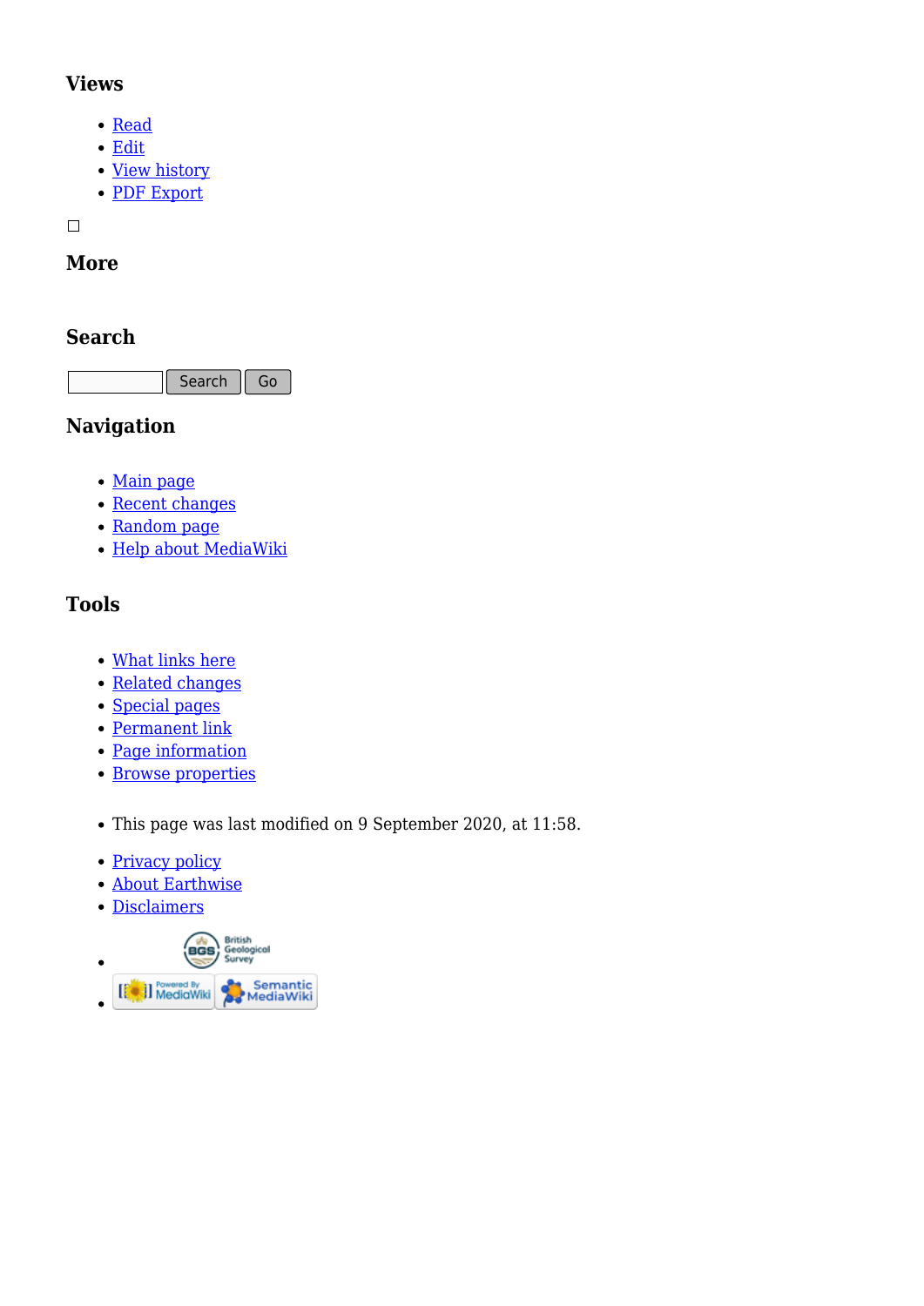### Views

- Read
- Edit
- View history
- PDF Export

### More

### Search

Search Go

### Navigation

- Main page
- Recent changes
- Random page
- Help about MediaWiki

### Tools

- What links here
- Related changes
- Special pages
- Permanent link
- Page information
- Browse properties

- This page was last modified on 9 September 2020, at 11:58.

- Privacy policy
- About Earthwise
- Disclaimers